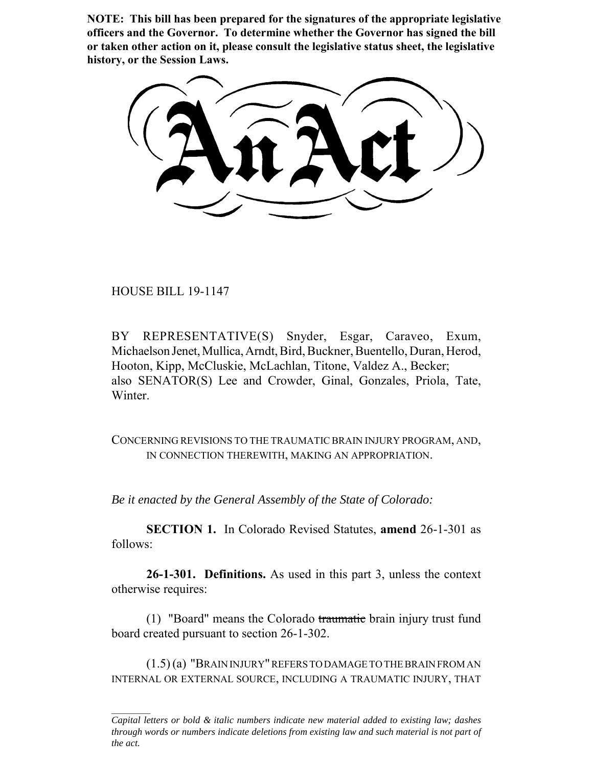**NOTE: This bill has been prepared for the signatures of the appropriate legislative officers and the Governor. To determine whether the Governor has signed the bill or taken other action on it, please consult the legislative status sheet, the legislative history, or the Session Laws.**

# An Act

HOUSE BILL 19-1147

BY REPRESENTATIVE(S) Snyder, Esgar, Caraveo, Exum, Michaelson Jenet, Mullica, Arndt, Bird, Buckner, Buentello, Duran, Herod, Hooton, Kipp, McCluskie, McLachlan, Titone, Valdez A., Becker; also SENATOR(S) Lee and Crowder, Ginal, Gonzales, Priola, Tate, Winter.

CONCERNING REVISIONS TO THE TRAUMATIC BRAIN INJURY PROGRAM, AND, IN CONNECTION THEREWITH, MAKING AN APPROPRIATION.

*Be it enacted by the General Assembly of the State of Colorado:*

**SECTION 1.** In Colorado Revised Statutes, **amend** 26-1-301 as follows:

**26-1-301. Definitions.** As used in this part 3, unless the context otherwise requires:

(1) "Board" means the Colorado ~~traumatic~~ brain injury trust fund board created pursuant to section 26-1-302.

(1.5) (a) "BRAIN INJURY" REFERS TO DAMAGE TO THE BRAIN FROM AN INTERNAL OR EXTERNAL SOURCE, INCLUDING A TRAUMATIC INJURY, THAT

*Capital letters or bold & italic numbers indicate new material added to existing law; dashes through words or numbers indicate deletions from existing law and such material is not part of the act.*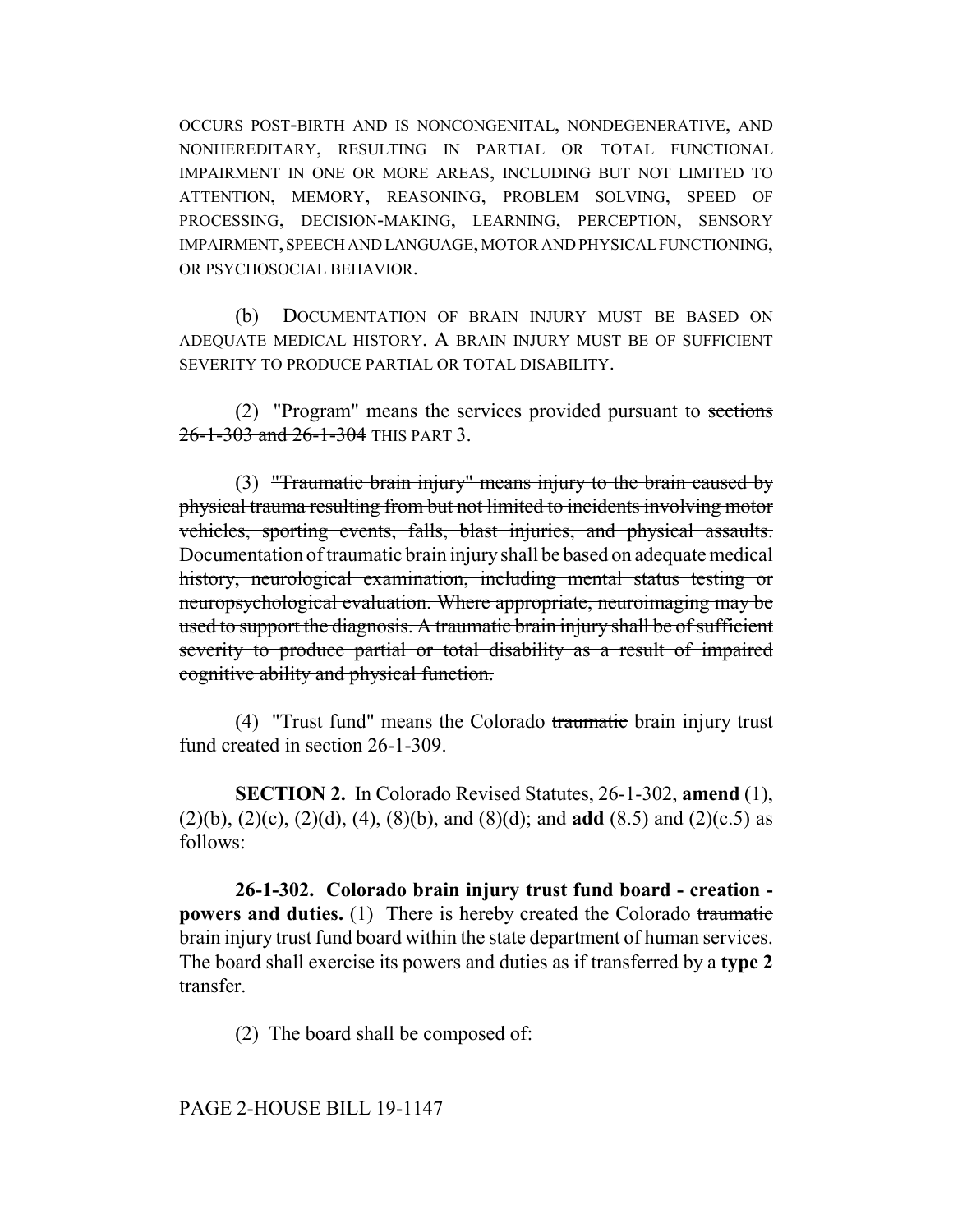OCCURS POST-BIRTH AND IS NONCONGENITAL, NONDEGENERATIVE, AND NONHEREDITARY, RESULTING IN PARTIAL OR TOTAL FUNCTIONAL IMPAIRMENT IN ONE OR MORE AREAS, INCLUDING BUT NOT LIMITED TO ATTENTION, MEMORY, REASONING, PROBLEM SOLVING, SPEED OF PROCESSING, DECISION-MAKING, LEARNING, PERCEPTION, SENSORY IMPAIRMENT, SPEECH AND LANGUAGE, MOTOR AND PHYSICAL FUNCTIONING, OR PSYCHOSOCIAL BEHAVIOR.

(b) DOCUMENTATION OF BRAIN INJURY MUST BE BASED ON ADEQUATE MEDICAL HISTORY. A BRAIN INJURY MUST BE OF SUFFICIENT SEVERITY TO PRODUCE PARTIAL OR TOTAL DISABILITY.

(2) "Program" means the services provided pursuant to ~~sections 26-1-303 and 26-1-304~~ THIS PART 3.

(3) ~~"Traumatic brain injury" means injury to the brain caused by physical trauma resulting from but not limited to incidents involving motor vehicles, sporting events, falls, blast injuries, and physical assaults. Documentation of traumatic brain injury shall be based on adequate medical history, neurological examination, including mental status testing or neuropsychological evaluation. Where appropriate, neuroimaging may be used to support the diagnosis. A traumatic brain injury shall be of sufficient severity to produce partial or total disability as a result of impaired cognitive ability and physical function.~~

(4) "Trust fund" means the Colorado ~~traumatic~~ brain injury trust fund created in section 26-1-309.

**SECTION 2.** In Colorado Revised Statutes, 26-1-302, **amend** (1), (2)(b), (2)(c), (2)(d), (4), (8)(b), and (8)(d); and **add** (8.5) and (2)(c.5) as follows:

**26-1-302. Colorado brain injury trust fund board - creation - powers and duties.** (1) There is hereby created the Colorado ~~traumatic~~ brain injury trust fund board within the state department of human services. The board shall exercise its powers and duties as if transferred by a **type 2** transfer.

(2) The board shall be composed of: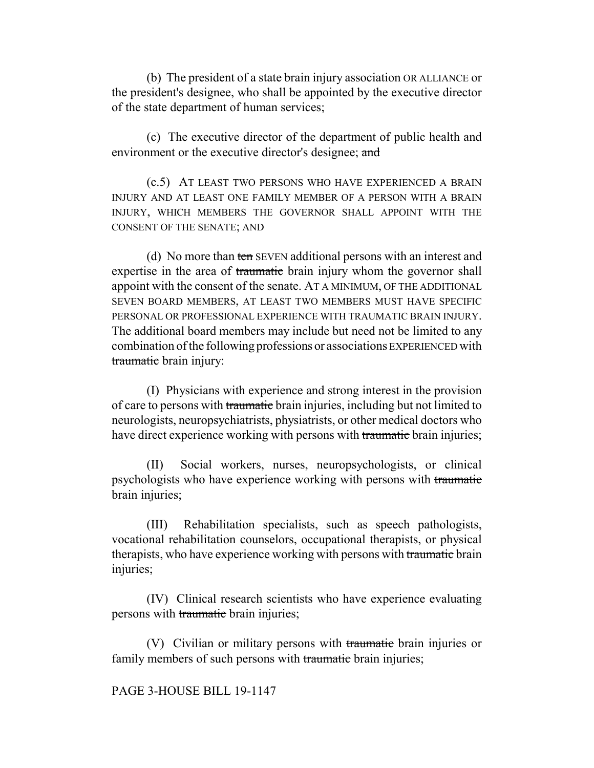(b) The president of a state brain injury association OR ALLIANCE or the president's designee, who shall be appointed by the executive director of the state department of human services;

(c) The executive director of the department of public health and environment or the executive director's designee; ~~and~~

(c.5) AT LEAST TWO PERSONS WHO HAVE EXPERIENCED A BRAIN INJURY AND AT LEAST ONE FAMILY MEMBER OF A PERSON WITH A BRAIN INJURY, WHICH MEMBERS THE GOVERNOR SHALL APPOINT WITH THE CONSENT OF THE SENATE; AND

(d) No more than ~~ten~~ SEVEN additional persons with an interest and expertise in the area of ~~traumatic~~ brain injury whom the governor shall appoint with the consent of the senate. AT A MINIMUM, OF THE ADDITIONAL SEVEN BOARD MEMBERS, AT LEAST TWO MEMBERS MUST HAVE SPECIFIC PERSONAL OR PROFESSIONAL EXPERIENCE WITH TRAUMATIC BRAIN INJURY. The additional board members may include but need not be limited to any combination of the following professions or associations EXPERIENCED with ~~traumatic~~ brain injury:

(I) Physicians with experience and strong interest in the provision of care to persons with ~~traumatic~~ brain injuries, including but not limited to neurologists, neuropsychiatrists, physiatrists, or other medical doctors who have direct experience working with persons with ~~traumatic~~ brain injuries;

(II) Social workers, nurses, neuropsychologists, or clinical psychologists who have experience working with persons with ~~traumatic~~ brain injuries;

(III) Rehabilitation specialists, such as speech pathologists, vocational rehabilitation counselors, occupational therapists, or physical therapists, who have experience working with persons with ~~traumatic~~ brain injuries;

(IV) Clinical research scientists who have experience evaluating persons with ~~traumatic~~ brain injuries;

(V) Civilian or military persons with ~~traumatic~~ brain injuries or family members of such persons with ~~traumatic~~ brain injuries;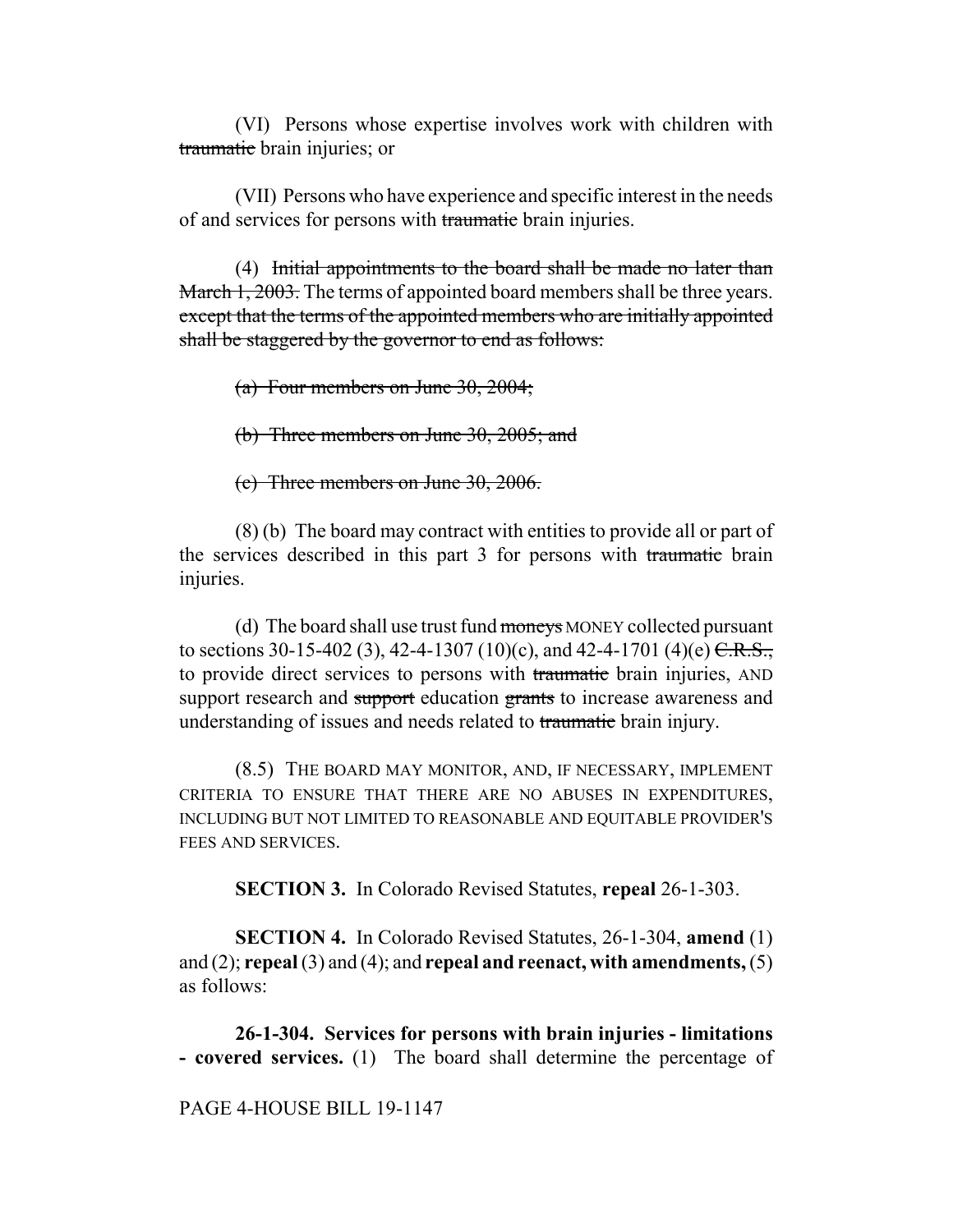(VI) Persons whose expertise involves work with children with ~~traumatic~~ brain injuries; or

(VII) Persons who have experience and specific interest in the needs of and services for persons with ~~traumatic~~ brain injuries.

(4) ~~Initial appointments to the board shall be made no later than March 1, 2003.~~ The terms of appointed board members shall be three years. ~~except that the terms of the appointed members who are initially appointed shall be staggered by the governor to end as follows:~~

~~(a) Four members on June 30, 2004;~~

~~(b) Three members on June 30, 2005; and~~

~~(c) Three members on June 30, 2006.~~

(8) (b) The board may contract with entities to provide all or part of the services described in this part 3 for persons with ~~traumatic~~ brain injuries.

(d) The board shall use trust fund ~~moneys~~ MONEY collected pursuant to sections 30-15-402 (3), 42-4-1307 (10)(c), and 42-4-1701 (4)(e) ~~C.R.S.,~~ to provide direct services to persons with ~~traumatic~~ brain injuries, AND support research and ~~support~~ education ~~grants~~ to increase awareness and understanding of issues and needs related to ~~traumatic~~ brain injury.

(8.5) THE BOARD MAY MONITOR, AND, IF NECESSARY, IMPLEMENT CRITERIA TO ENSURE THAT THERE ARE NO ABUSES IN EXPENDITURES, INCLUDING BUT NOT LIMITED TO REASONABLE AND EQUITABLE PROVIDER'S FEES AND SERVICES.

**SECTION 3.** In Colorado Revised Statutes, **repeal** 26-1-303.

**SECTION 4.** In Colorado Revised Statutes, 26-1-304, **amend** (1) and (2); **repeal** (3) and (4); and **repeal and reenact, with amendments,** (5) as follows:

**26-1-304. Services for persons with brain injuries - limitations - covered services.** (1) The board shall determine the percentage of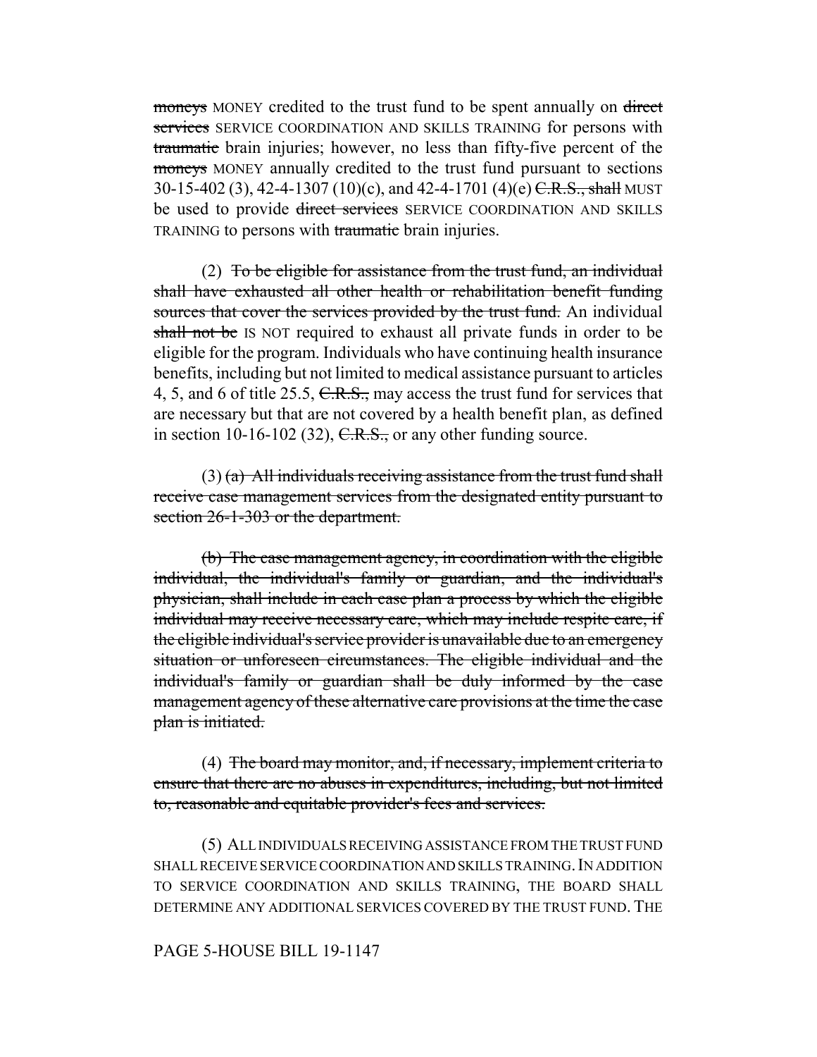~~moneys~~ MONEY credited to the trust fund to be spent annually on ~~direct services~~ SERVICE COORDINATION AND SKILLS TRAINING for persons with ~~traumatic~~ brain injuries; however, no less than fifty-five percent of the ~~moneys~~ MONEY annually credited to the trust fund pursuant to sections 30-15-402 (3), 42-4-1307 (10)(c), and 42-4-1701 (4)(e) ~~C.R.S., shall~~ MUST be used to provide ~~direct services~~ SERVICE COORDINATION AND SKILLS TRAINING to persons with ~~traumatic~~ brain injuries.

(2) ~~To be eligible for assistance from the trust fund, an individual shall have exhausted all other health or rehabilitation benefit funding sources that cover the services provided by the trust fund.~~ An individual ~~shall not be~~ IS NOT required to exhaust all private funds in order to be eligible for the program. Individuals who have continuing health insurance benefits, including but not limited to medical assistance pursuant to articles 4, 5, and 6 of title 25.5, ~~C.R.S.,~~ may access the trust fund for services that are necessary but that are not covered by a health benefit plan, as defined in section 10-16-102 (32), ~~C.R.S.,~~ or any other funding source.

(3) ~~(a) All individuals receiving assistance from the trust fund shall receive case management services from the designated entity pursuant to section 26-1-303 or the department.~~

~~(b) The case management agency, in coordination with the eligible individual, the individual's family or guardian, and the individual's physician, shall include in each case plan a process by which the eligible individual may receive necessary care, which may include respite care, if the eligible individual's service provider is unavailable due to an emergency situation or unforeseen circumstances. The eligible individual and the individual's family or guardian shall be duly informed by the case management agency of these alternative care provisions at the time the case plan is initiated.~~

(4) ~~The board may monitor, and, if necessary, implement criteria to ensure that there are no abuses in expenditures, including, but not limited to, reasonable and equitable provider's fees and services.~~

(5) ALL INDIVIDUALS RECEIVING ASSISTANCE FROM THE TRUST FUND SHALL RECEIVE SERVICE COORDINATION AND SKILLS TRAINING. IN ADDITION TO SERVICE COORDINATION AND SKILLS TRAINING, THE BOARD SHALL DETERMINE ANY ADDITIONAL SERVICES COVERED BY THE TRUST FUND. THE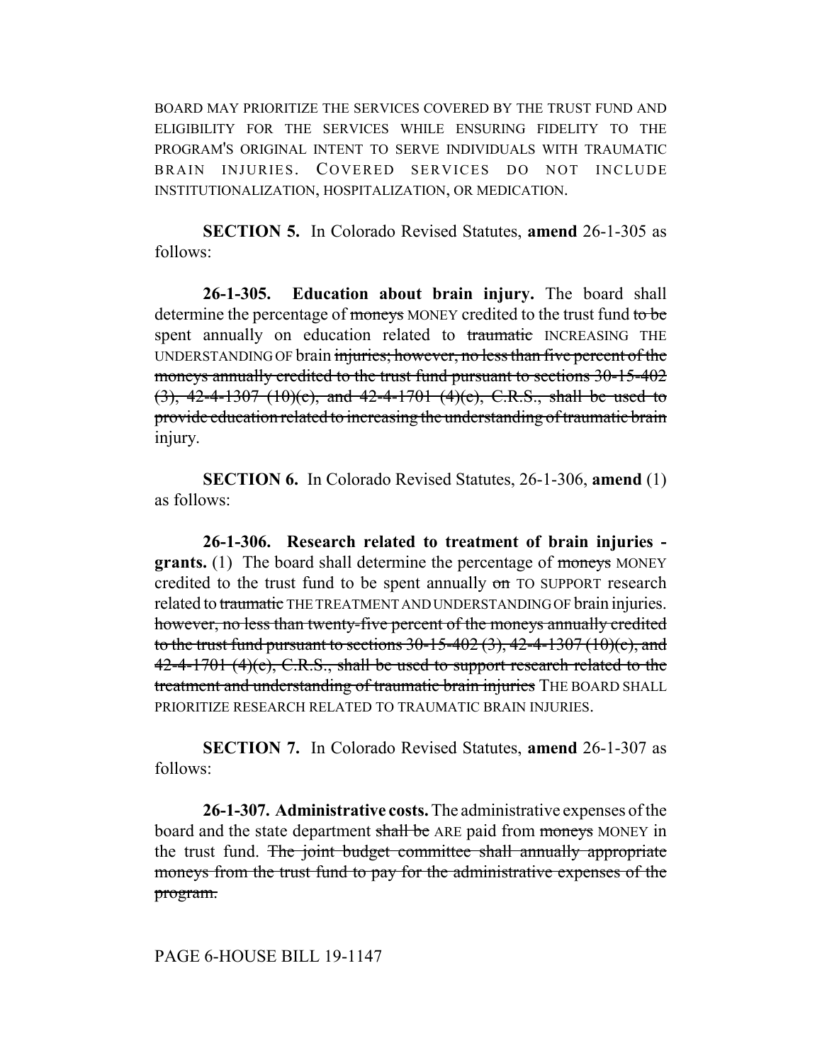BOARD MAY PRIORITIZE THE SERVICES COVERED BY THE TRUST FUND AND ELIGIBILITY FOR THE SERVICES WHILE ENSURING FIDELITY TO THE PROGRAM'S ORIGINAL INTENT TO SERVE INDIVIDUALS WITH TRAUMATIC BRAIN INJURIES. COVERED SERVICES DO NOT INCLUDE INSTITUTIONALIZATION, HOSPITALIZATION, OR MEDICATION.

**SECTION 5.** In Colorado Revised Statutes, **amend** 26-1-305 as follows:

**26-1-305. Education about brain injury.** The board shall determine the percentage of ~~moneys~~ MONEY credited to the trust fund ~~to be~~ spent annually on education related to ~~traumatic~~ INCREASING THE UNDERSTANDING OF brain ~~injuries; however, no less than five percent of the moneys annually credited to the trust fund pursuant to sections 30-15-402 (3), 42-4-1307 (10)(c), and 42-4-1701 (4)(c), C.R.S., shall be used to provide education related to increasing the understanding of traumatic brain~~ injury.

**SECTION 6.** In Colorado Revised Statutes, 26-1-306, **amend** (1) as follows:

**26-1-306. Research related to treatment of brain injuries - grants.** (1) The board shall determine the percentage of ~~moneys~~ MONEY credited to the trust fund to be spent annually ~~on~~ TO SUPPORT research related to ~~traumatic~~ THE TREATMENT AND UNDERSTANDING OF brain injuries. ~~however, no less than twenty-five percent of the moneys annually credited to the trust fund pursuant to sections 30-15-402 (3), 42-4-1307 (10)(c), and 42-4-1701 (4)(c), C.R.S., shall be used to support research related to the treatment and understanding of traumatic brain injuries~~ THE BOARD SHALL PRIORITIZE RESEARCH RELATED TO TRAUMATIC BRAIN INJURIES.

**SECTION 7.** In Colorado Revised Statutes, **amend** 26-1-307 as follows:

**26-1-307. Administrative costs.** The administrative expenses of the board and the state department ~~shall be~~ ARE paid from ~~moneys~~ MONEY in the trust fund. ~~The joint budget committee shall annually appropriate moneys from the trust fund to pay for the administrative expenses of the program.~~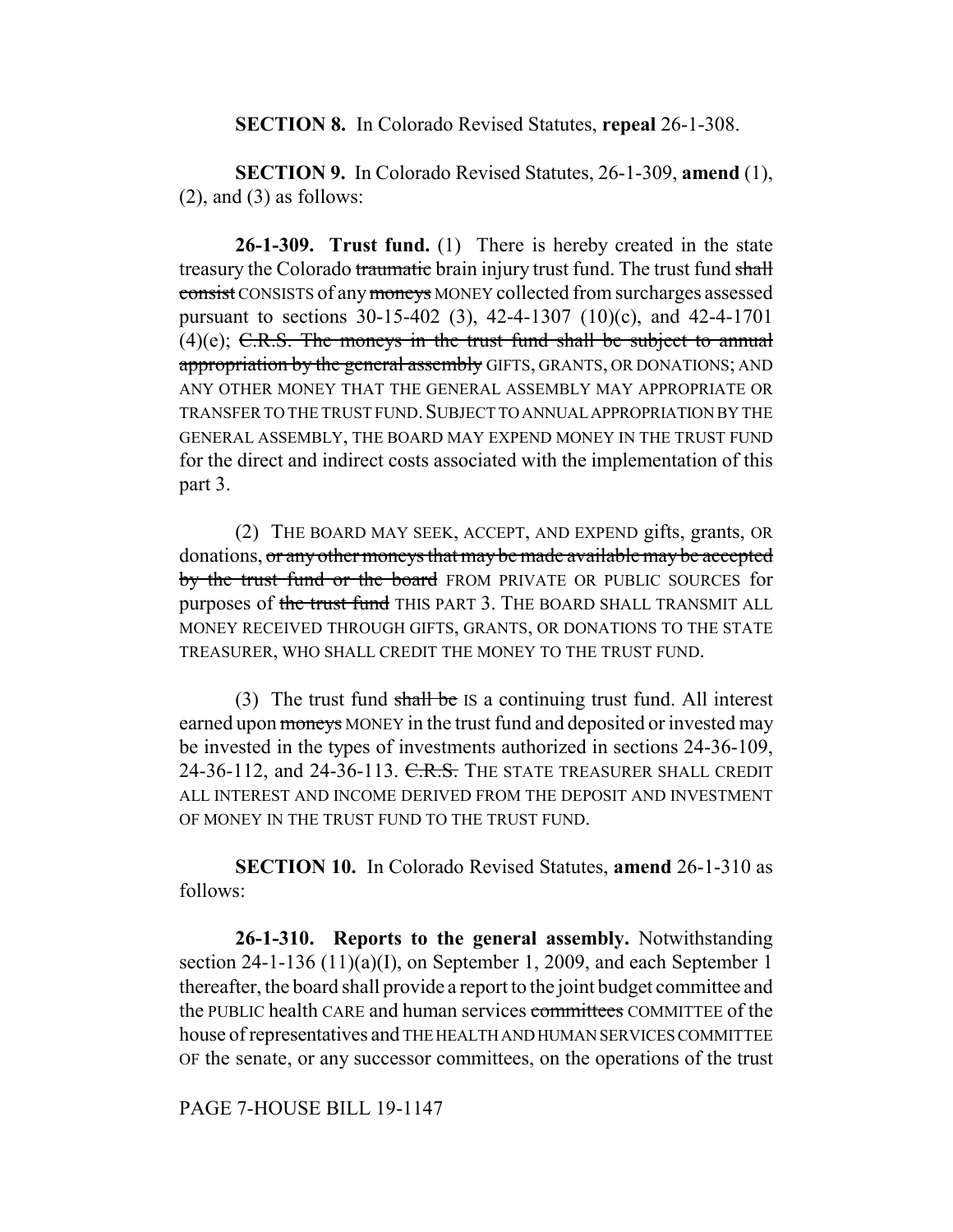**SECTION 8.** In Colorado Revised Statutes, **repeal** 26-1-308.

**SECTION 9.** In Colorado Revised Statutes, 26-1-309, **amend** (1), (2), and (3) as follows:

**26-1-309. Trust fund.** (1) There is hereby created in the state treasury the Colorado ~~traumatic~~ brain injury trust fund. The trust fund ~~shall consist~~ CONSISTS of any ~~moneys~~ MONEY collected from surcharges assessed pursuant to sections 30-15-402 (3), 42-4-1307 (10)(c), and 42-4-1701 (4)(e); ~~C.R.S. The moneys in the trust fund shall be subject to annual appropriation by the general assembly~~ GIFTS, GRANTS, OR DONATIONS; AND ANY OTHER MONEY THAT THE GENERAL ASSEMBLY MAY APPROPRIATE OR TRANSFER TO THE TRUST FUND. SUBJECT TO ANNUAL APPROPRIATION BY THE GENERAL ASSEMBLY, THE BOARD MAY EXPEND MONEY IN THE TRUST FUND for the direct and indirect costs associated with the implementation of this part 3.

(2) THE BOARD MAY SEEK, ACCEPT, AND EXPEND gifts, grants, OR donations, ~~or any other moneys that may be made available may be accepted by the trust fund or the board~~ FROM PRIVATE OR PUBLIC SOURCES for purposes of ~~the trust fund~~ THIS PART 3. THE BOARD SHALL TRANSMIT ALL MONEY RECEIVED THROUGH GIFTS, GRANTS, OR DONATIONS TO THE STATE TREASURER, WHO SHALL CREDIT THE MONEY TO THE TRUST FUND.

(3) The trust fund ~~shall be~~ IS a continuing trust fund. All interest earned upon ~~moneys~~ MONEY in the trust fund and deposited or invested may be invested in the types of investments authorized in sections 24-36-109, 24-36-112, and 24-36-113. ~~C.R.S.~~ THE STATE TREASURER SHALL CREDIT ALL INTEREST AND INCOME DERIVED FROM THE DEPOSIT AND INVESTMENT OF MONEY IN THE TRUST FUND TO THE TRUST FUND.

**SECTION 10.** In Colorado Revised Statutes, **amend** 26-1-310 as follows:

**26-1-310. Reports to the general assembly.** Notwithstanding section 24-1-136 (11)(a)(I), on September 1, 2009, and each September 1 thereafter, the board shall provide a report to the joint budget committee and the PUBLIC health CARE and human services ~~committees~~ COMMITTEE of the house of representatives and THE HEALTH AND HUMAN SERVICES COMMITTEE OF the senate, or any successor committees, on the operations of the trust

PAGE 7-HOUSE BILL 19-1147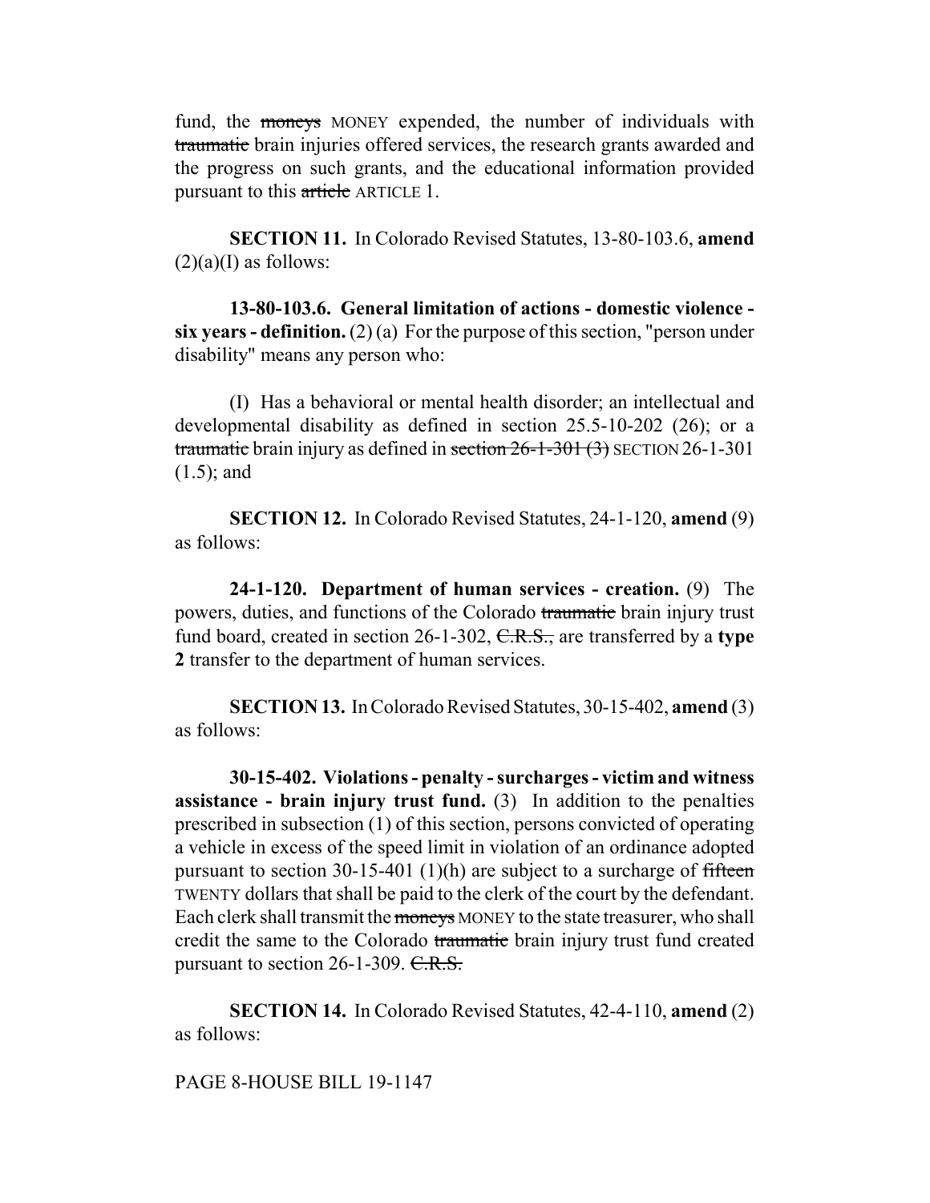fund, the ~~moneys~~ MONEY expended, the number of individuals with ~~traumatic~~ brain injuries offered services, the research grants awarded and the progress on such grants, and the educational information provided pursuant to this ~~article~~ ARTICLE 1.

**SECTION 11.** In Colorado Revised Statutes, 13-80-103.6, **amend** (2)(a)(I) as follows:

**13-80-103.6. General limitation of actions - domestic violence - six years - definition.** (2) (a) For the purpose of this section, "person under disability" means any person who:

(I) Has a behavioral or mental health disorder; an intellectual and developmental disability as defined in section 25.5-10-202 (26); or a ~~traumatic~~ brain injury as defined in ~~section 26-1-301 (3)~~ SECTION 26-1-301 (1.5); and

**SECTION 12.** In Colorado Revised Statutes, 24-1-120, **amend** (9) as follows:

**24-1-120. Department of human services - creation.** (9) The powers, duties, and functions of the Colorado ~~traumatic~~ brain injury trust fund board, created in section 26-1-302, ~~C.R.S.,~~ are transferred by a **type 2** transfer to the department of human services.

**SECTION 13.** In Colorado Revised Statutes, 30-15-402, **amend** (3) as follows:

**30-15-402. Violations - penalty - surcharges - victim and witness assistance - brain injury trust fund.** (3) In addition to the penalties prescribed in subsection (1) of this section, persons convicted of operating a vehicle in excess of the speed limit in violation of an ordinance adopted pursuant to section 30-15-401 (1)(h) are subject to a surcharge of ~~fifteen~~ TWENTY dollars that shall be paid to the clerk of the court by the defendant. Each clerk shall transmit the ~~moneys~~ MONEY to the state treasurer, who shall credit the same to the Colorado ~~traumatic~~ brain injury trust fund created pursuant to section 26-1-309. ~~C.R.S.~~

**SECTION 14.** In Colorado Revised Statutes, 42-4-110, **amend** (2) as follows: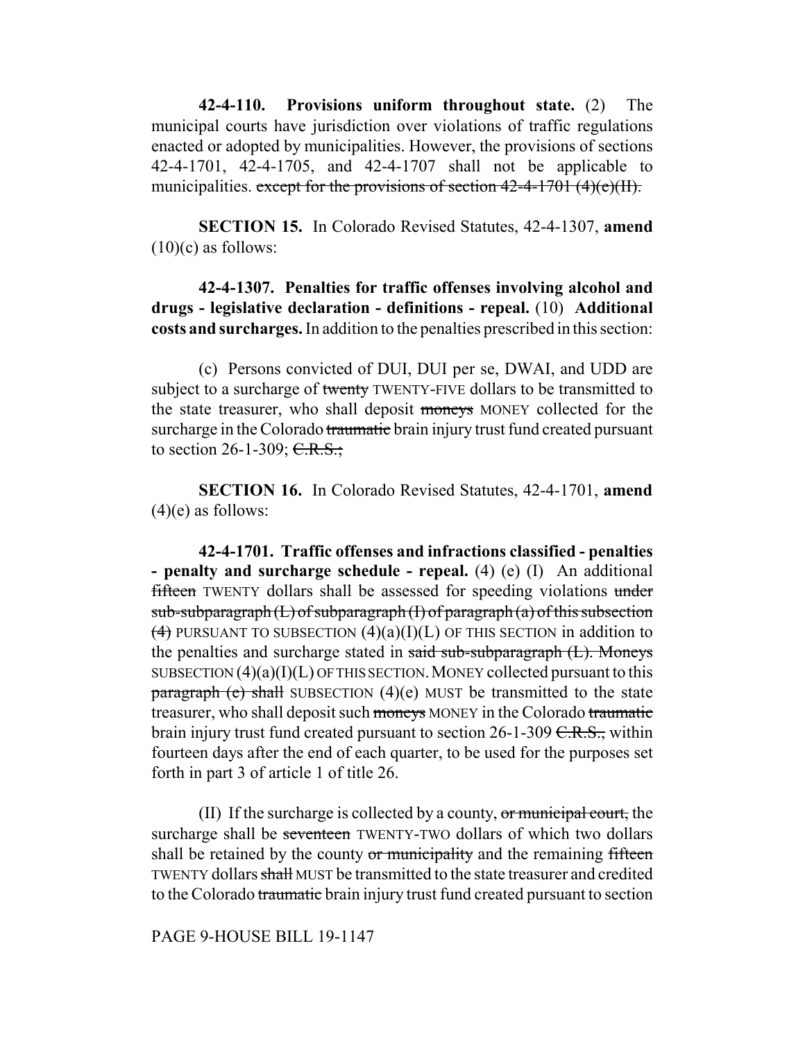**42-4-110. Provisions uniform throughout state.** (2) The municipal courts have jurisdiction over violations of traffic regulations enacted or adopted by municipalities. However, the provisions of sections 42-4-1701, 42-4-1705, and 42-4-1707 shall not be applicable to municipalities. ~~except for the provisions of section 42-4-1701 (4)(e)(II).~~

**SECTION 15.** In Colorado Revised Statutes, 42-4-1307, **amend** (10)(c) as follows:

**42-4-1307. Penalties for traffic offenses involving alcohol and drugs - legislative declaration - definitions - repeal.** (10) **Additional costs and surcharges.** In addition to the penalties prescribed in this section:

(c) Persons convicted of DUI, DUI per se, DWAI, and UDD are subject to a surcharge of ~~twenty~~ TWENTY-FIVE dollars to be transmitted to the state treasurer, who shall deposit ~~moneys~~ MONEY collected for the surcharge in the Colorado ~~traumatic~~ brain injury trust fund created pursuant to section 26-1-309; ~~C.R.S.;~~

**SECTION 16.** In Colorado Revised Statutes, 42-4-1701, **amend** (4)(e) as follows:

**42-4-1701. Traffic offenses and infractions classified - penalties - penalty and surcharge schedule - repeal.** (4) (e) (I) An additional ~~fifteen~~ TWENTY dollars shall be assessed for speeding violations ~~under sub-subparagraph (L) of subparagraph (I) of paragraph (a) of this subsection (4)~~ PURSUANT TO SUBSECTION (4)(a)(I)(L) OF THIS SECTION in addition to the penalties and surcharge stated in ~~said sub-subparagraph (L). Moneys~~ SUBSECTION (4)(a)(I)(L) OF THIS SECTION. MONEY collected pursuant to this ~~paragraph (e) shall~~ SUBSECTION (4)(e) MUST be transmitted to the state treasurer, who shall deposit such ~~moneys~~ MONEY in the Colorado ~~traumatic~~ brain injury trust fund created pursuant to section 26-1-309 ~~C.R.S.,~~ within fourteen days after the end of each quarter, to be used for the purposes set forth in part 3 of article 1 of title 26.

(II) If the surcharge is collected by a county, ~~or municipal court,~~ the surcharge shall be ~~seventeen~~ TWENTY-TWO dollars of which two dollars shall be retained by the county ~~or municipality~~ and the remaining ~~fifteen~~ TWENTY dollars ~~shall~~ MUST be transmitted to the state treasurer and credited to the Colorado ~~traumatic~~ brain injury trust fund created pursuant to section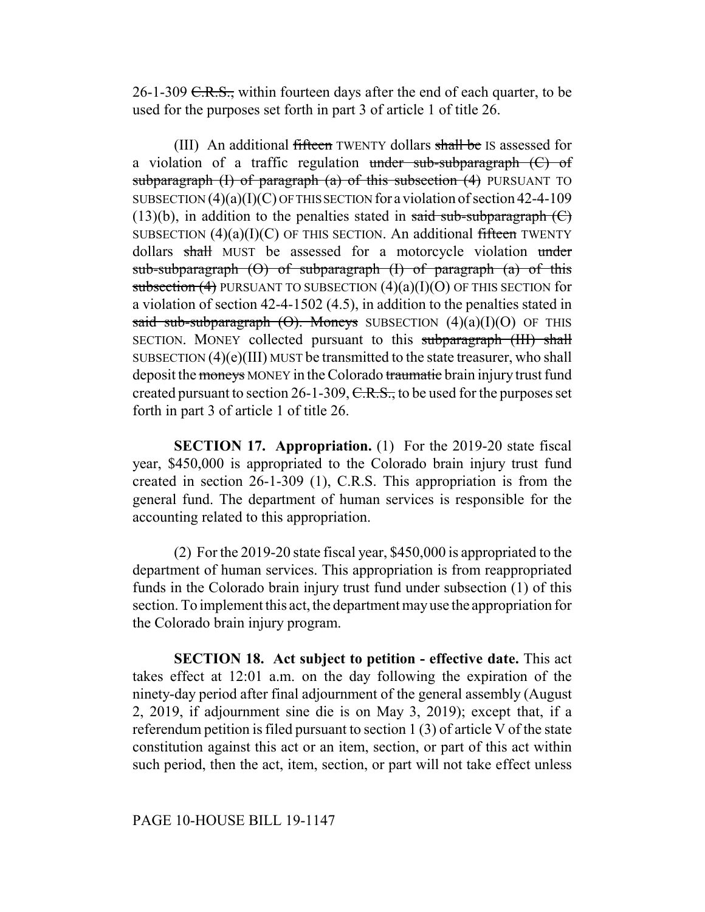26-1-309 ~~C.R.S.,~~ within fourteen days after the end of each quarter, to be used for the purposes set forth in part 3 of article 1 of title 26.

(III) An additional ~~fifteen~~ TWENTY dollars ~~shall be~~ IS assessed for a violation of a traffic regulation ~~under sub-subparagraph (C) of subparagraph (I) of paragraph (a) of this subsection (4)~~ PURSUANT TO SUBSECTION (4)(a)(I)(C) OF THIS SECTION for a violation of section 42-4-109 (13)(b), in addition to the penalties stated in ~~said sub-subparagraph (C)~~ SUBSECTION (4)(a)(I)(C) OF THIS SECTION. An additional ~~fifteen~~ TWENTY dollars ~~shall~~ MUST be assessed for a motorcycle violation ~~under sub-subparagraph (O) of subparagraph (I) of paragraph (a) of this subsection (4)~~ PURSUANT TO SUBSECTION (4)(a)(I)(O) OF THIS SECTION for a violation of section 42-4-1502 (4.5), in addition to the penalties stated in ~~said sub-subparagraph (O). Moneys~~ SUBSECTION (4)(a)(I)(O) OF THIS SECTION. MONEY collected pursuant to this ~~subparagraph (III) shall~~ SUBSECTION (4)(e)(III) MUST be transmitted to the state treasurer, who shall deposit the ~~moneys~~ MONEY in the Colorado ~~traumatic~~ brain injury trust fund created pursuant to section 26-1-309, ~~C.R.S.,~~ to be used for the purposes set forth in part 3 of article 1 of title 26.

**SECTION 17. Appropriation.** (1) For the 2019-20 state fiscal year, $450,000 is appropriated to the Colorado brain injury trust fund created in section 26-1-309 (1), C.R.S. This appropriation is from the general fund. The department of human services is responsible for the accounting related to this appropriation.

(2) For the 2019-20 state fiscal year, $450,000 is appropriated to the department of human services. This appropriation is from reappropriated funds in the Colorado brain injury trust fund under subsection (1) of this section. To implement this act, the department may use the appropriation for the Colorado brain injury program.

**SECTION 18. Act subject to petition - effective date.** This act takes effect at 12:01 a.m. on the day following the expiration of the ninety-day period after final adjournment of the general assembly (August 2, 2019, if adjournment sine die is on May 3, 2019); except that, if a referendum petition is filed pursuant to section 1 (3) of article V of the state constitution against this act or an item, section, or part of this act within such period, then the act, item, section, or part will not take effect unless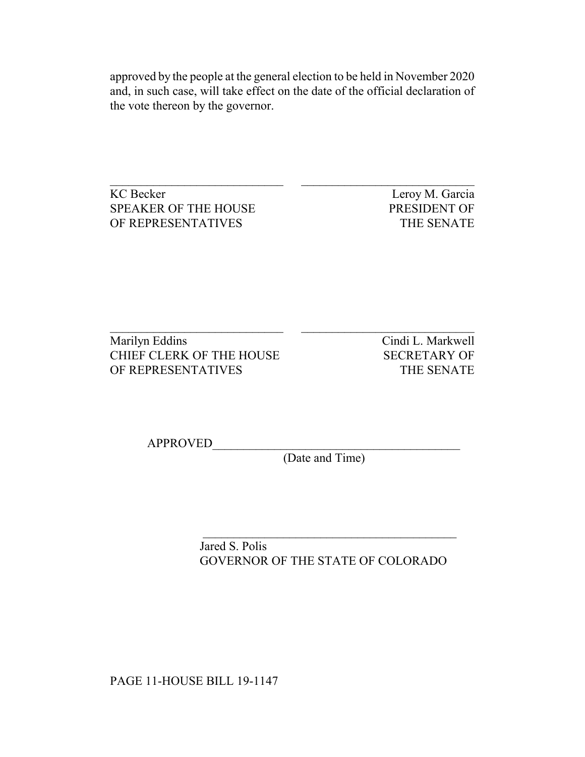approved by the people at the general election to be held in November 2020 and, in such case, will take effect on the date of the official declaration of the vote thereon by the governor.

____________________________ ____________________________

KC Becker
SPEAKER OF THE HOUSE
OF REPRESENTATIVES

Leroy M. Garcia
PRESIDENT OF
THE SENATE

____________________________ ____________________________

Marilyn Eddins
CHIEF CLERK OF THE HOUSE
OF REPRESENTATIVES

Cindi L. Markwell
SECRETARY OF
THE SENATE

APPROVED________________________________________
(Date and Time)

_________________________________________
Jared S. Polis
GOVERNOR OF THE STATE OF COLORADO

PAGE 11-HOUSE BILL 19-1147